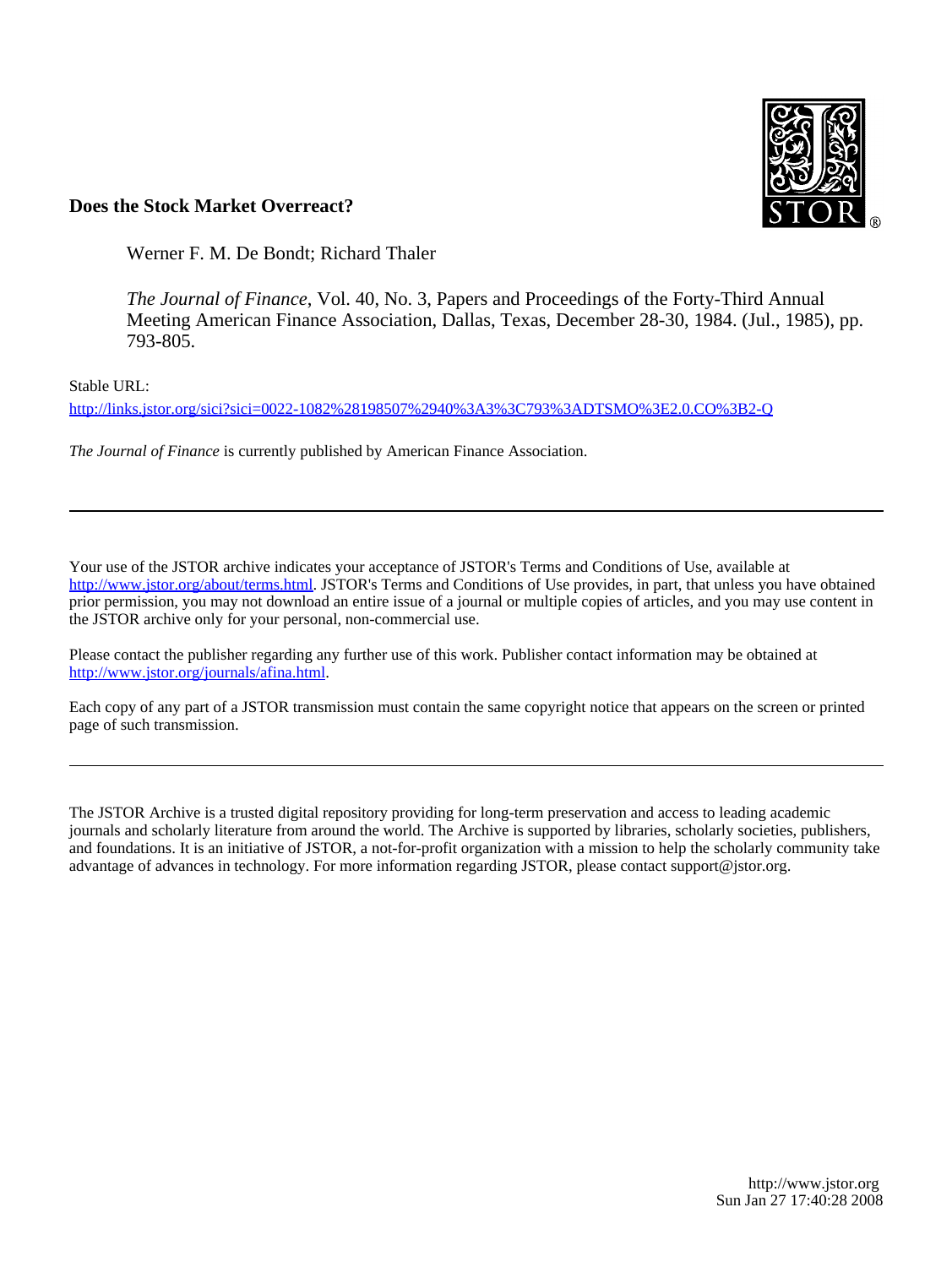**Does the Stock Market Overreact?**

Werner F. M. De Bondt; Richard Thaler

*The Journal of Finance*, Vol. 40, No. 3, Papers and Proceedings of the Forty-Third Annual Meeting American Finance Association, Dallas, Texas, December 28-30, 1984. (Jul., 1985), pp. 793-805.

Stable URL:

http://links.jstor.org/sici?sici=0022-1082%28198507%2940%3A3%3C793%3ADTSMO%3E2.0.CO%3B2-Q

*The Journal of Finance* is currently published by American Finance Association.

---

Your use of the JSTOR archive indicates your acceptance of JSTOR's Terms and Conditions of Use, available at http://www.jstor.org/about/terms.html. JSTOR's Terms and Conditions of Use provides, in part, that unless you have obtained prior permission, you may not download an entire issue of a journal or multiple copies of articles, and you may use content in the JSTOR archive only for your personal, non-commercial use.

Please contact the publisher regarding any further use of this work. Publisher contact information may be obtained at http://www.jstor.org/journals/afina.html.

Each copy of any part of a JSTOR transmission must contain the same copyright notice that appears on the screen or printed page of such transmission.

---

The JSTOR Archive is a trusted digital repository providing for long-term preservation and access to leading academic journals and scholarly literature from around the world. The Archive is supported by libraries, scholarly societies, publishers, and foundations. It is an initiative of JSTOR, a not-for-profit organization with a mission to help the scholarly community take advantage of advances in technology. For more information regarding JSTOR, please contact support@jstor.org.

http://www.jstor.org
Sun Jan 27 17:40:28 2008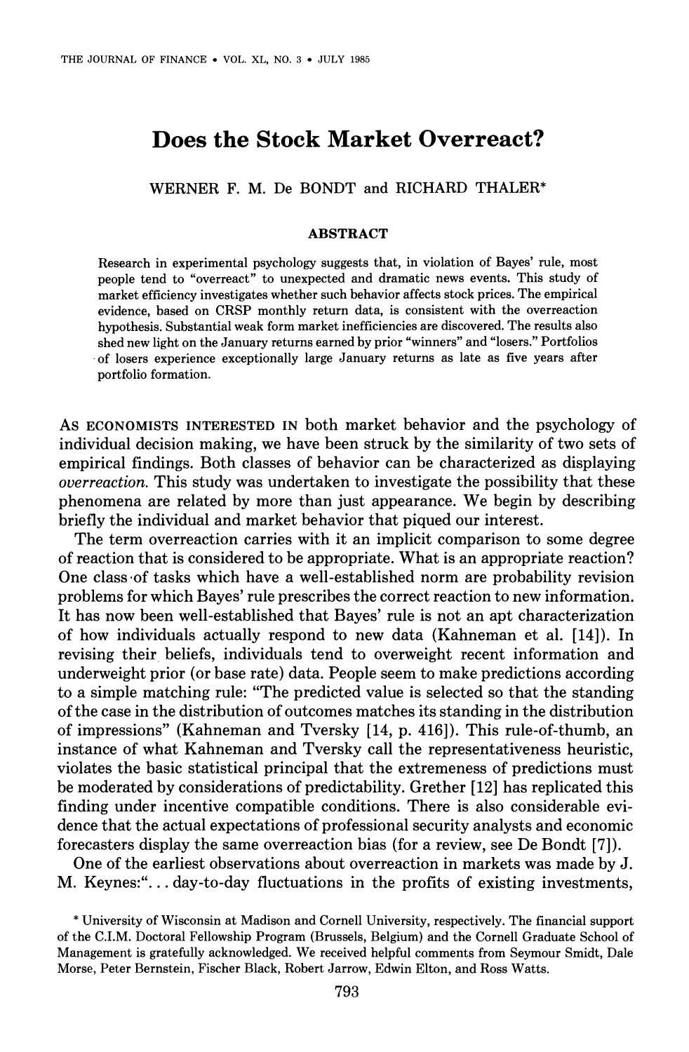# Does the Stock Market Overreact?

WERNER F. M. De BONDT and RICHARD THALER*

## ABSTRACT

Research in experimental psychology suggests that, in violation of Bayes' rule, most people tend to "overreact" to unexpected and dramatic news events. This study of market efficiency investigates whether such behavior affects stock prices. The empirical evidence, based on CRSP monthly return data, is consistent with the overreaction hypothesis. Substantial weak form market inefficiencies are discovered. The results also shed new light on the January returns earned by prior "winners" and "losers." Portfolios of losers experience exceptionally large January returns as late as five years after portfolio formation.

AS ECONOMISTS INTERESTED IN both market behavior and the psychology of individual decision making, we have been struck by the similarity of two sets of empirical findings. Both classes of behavior can be characterized as displaying *overreaction.* This study was undertaken to investigate the possibility that these phenomena are related by more than just appearance. We begin by describing briefly the individual and market behavior that piqued our interest.

The term overreaction carries with it an implicit comparison to some degree of reaction that is considered to be appropriate. What is an appropriate reaction? One class of tasks which have a well-established norm are probability revision problems for which Bayes' rule prescribes the correct reaction to new information. It has now been well-established that Bayes' rule is not an apt characterization of how individuals actually respond to new data (Kahneman et al. [14]). In revising their beliefs, individuals tend to overweight recent information and underweight prior (or base rate) data. People seem to make predictions according to a simple matching rule: "The predicted value is selected so that the standing of the case in the distribution of outcomes matches its standing in the distribution of impressions" (Kahneman and Tversky [14, p. 416]). This rule-of-thumb, an instance of what Kahneman and Tversky call the representativeness heuristic, violates the basic statistical principal that the extremeness of predictions must be moderated by considerations of predictability. Grether [12] has replicated this finding under incentive compatible conditions. There is also considerable evidence that the actual expectations of professional security analysts and economic forecasters display the same overreaction bias (for a review, see De Bondt [7]).

One of the earliest observations about overreaction in markets was made by J. M. Keynes:"... day-to-day fluctuations in the profits of existing investments,

---

\* University of Wisconsin at Madison and Cornell University, respectively. The financial support of the C.I.M. Doctoral Fellowship Program (Brussels, Belgium) and the Cornell Graduate School of Management is gratefully acknowledged. We received helpful comments from Seymour Smidt, Dale Morse, Peter Bernstein, Fischer Black, Robert Jarrow, Edwin Elton, and Ross Watts.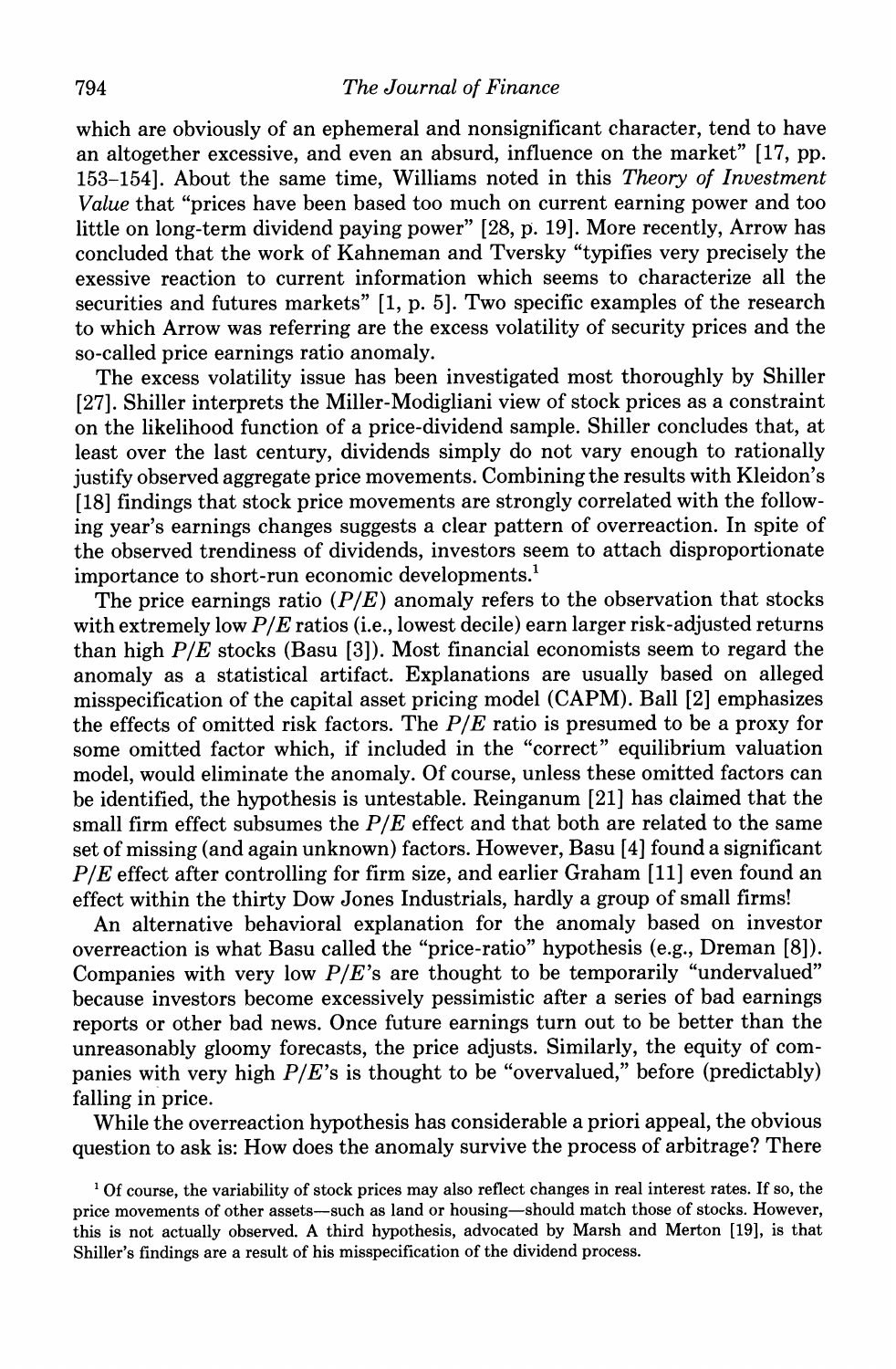which are obviously of an ephemeral and nonsignificant character, tend to have an altogether excessive, and even an absurd, influence on the market" [17, pp. 153–154]. About the same time, Williams noted in this *Theory of Investment Value* that "prices have been based too much on current earning power and too little on long-term dividend paying power" [28, p. 19]. More recently, Arrow has concluded that the work of Kahneman and Tversky "typifies very precisely the exessive reaction to current information which seems to characterize all the securities and futures markets" [1, p. 5]. Two specific examples of the research to which Arrow was referring are the excess volatility of security prices and the so-called price earnings ratio anomaly.

The excess volatility issue has been investigated most thoroughly by Shiller [27]. Shiller interprets the Miller-Modigliani view of stock prices as a constraint on the likelihood function of a price-dividend sample. Shiller concludes that, at least over the last century, dividends simply do not vary enough to rationally justify observed aggregate price movements. Combining the results with Kleidon's [18] findings that stock price movements are strongly correlated with the following year's earnings changes suggests a clear pattern of overreaction. In spite of the observed trendiness of dividends, investors seem to attach disproportionate importance to short-run economic developments.[1]

The price earnings ratio ($P/E$) anomaly refers to the observation that stocks with extremely low $P/E$ ratios (i.e., lowest decile) earn larger risk-adjusted returns than high $P/E$ stocks (Basu [3]). Most financial economists seem to regard the anomaly as a statistical artifact. Explanations are usually based on alleged misspecification of the capital asset pricing model (CAPM). Ball [2] emphasizes the effects of omitted risk factors. The $P/E$ ratio is presumed to be a proxy for some omitted factor which, if included in the "correct" equilibrium valuation model, would eliminate the anomaly. Of course, unless these omitted factors can be identified, the hypothesis is untestable. Reinganum [21] has claimed that the small firm effect subsumes the $P/E$ effect and that both are related to the same set of missing (and again unknown) factors. However, Basu [4] found a significant $P/E$ effect after controlling for firm size, and earlier Graham [11] even found an effect within the thirty Dow Jones Industrials, hardly a group of small firms!

An alternative behavioral explanation for the anomaly based on investor overreaction is what Basu called the "price-ratio" hypothesis (e.g., Dreman [8]). Companies with very low $P/E$'s are thought to be temporarily "undervalued" because investors become excessively pessimistic after a series of bad earnings reports or other bad news. Once future earnings turn out to be better than the unreasonably gloomy forecasts, the price adjusts. Similarly, the equity of companies with very high $P/E$'s is thought to be "overvalued," before (predictably) falling in price.

While the overreaction hypothesis has considerable a priori appeal, the obvious question to ask is: How does the anomaly survive the process of arbitrage? There

[1] Of course, the variability of stock prices may also reflect changes in real interest rates. If so, the price movements of other assets—such as land or housing—should match those of stocks. However, this is not actually observed. A third hypothesis, advocated by Marsh and Merton [19], is that Shiller's findings are a result of his misspecification of the dividend process.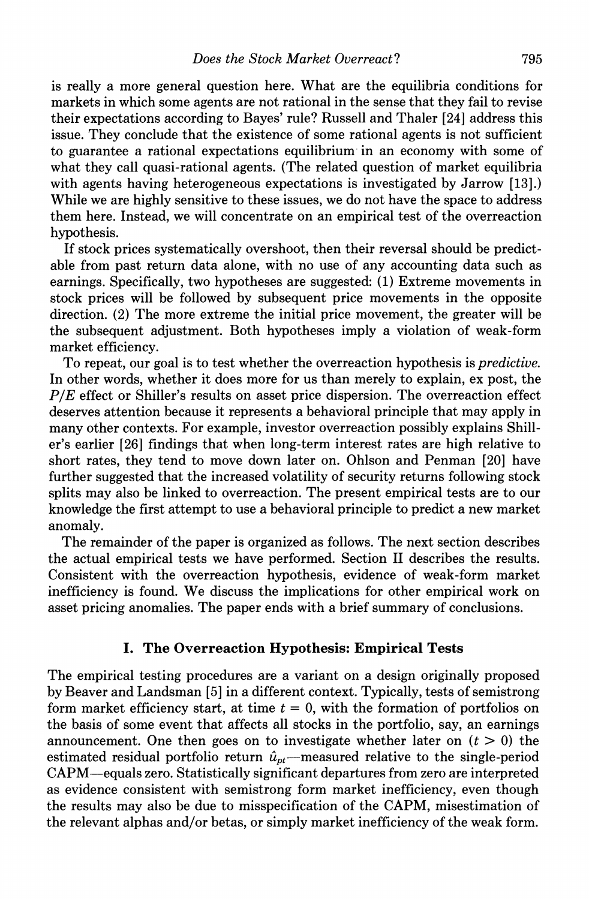is really a more general question here. What are the equilibria conditions for markets in which some agents are not rational in the sense that they fail to revise their expectations according to Bayes' rule? Russell and Thaler [24] address this issue. They conclude that the existence of some rational agents is not sufficient to guarantee a rational expectations equilibrium in an economy with some of what they call quasi-rational agents. (The related question of market equilibria with agents having heterogeneous expectations is investigated by Jarrow [13].) While we are highly sensitive to these issues, we do not have the space to address them here. Instead, we will concentrate on an empirical test of the overreaction hypothesis.

If stock prices systematically overshoot, then their reversal should be predictable from past return data alone, with no use of any accounting data such as earnings. Specifically, two hypotheses are suggested: (1) Extreme movements in stock prices will be followed by subsequent price movements in the opposite direction. (2) The more extreme the initial price movement, the greater will be the subsequent adjustment. Both hypotheses imply a violation of weak-form market efficiency.

To repeat, our goal is to test whether the overreaction hypothesis is *predictive*. In other words, whether it does more for us than merely to explain, ex post, the $P/E$ effect or Shiller's results on asset price dispersion. The overreaction effect deserves attention because it represents a behavioral principle that may apply in many other contexts. For example, investor overreaction possibly explains Shiller's earlier [26] findings that when long-term interest rates are high relative to short rates, they tend to move down later on. Ohlson and Penman [20] have further suggested that the increased volatility of security returns following stock splits may also be linked to overreaction. The present empirical tests are to our knowledge the first attempt to use a behavioral principle to predict a new market anomaly.

The remainder of the paper is organized as follows. The next section describes the actual empirical tests we have performed. Section II describes the results. Consistent with the overreaction hypothesis, evidence of weak-form market inefficiency is found. We discuss the implications for other empirical work on asset pricing anomalies. The paper ends with a brief summary of conclusions.

## I. The Overreaction Hypothesis: Empirical Tests

The empirical testing procedures are a variant on a design originally proposed by Beaver and Landsman [5] in a different context. Typically, tests of semistrong form market efficiency start, at time $t = 0$, with the formation of portfolios on the basis of some event that affects all stocks in the portfolio, say, an earnings announcement. One then goes on to investigate whether later on ($t > 0$) the estimated residual portfolio return $\hat{u}_{pt}$—measured relative to the single-period CAPM—equals zero. Statistically significant departures from zero are interpreted as evidence consistent with semistrong form market inefficiency, even though the results may also be due to misspecification of the CAPM, misestimation of the relevant alphas and/or betas, or simply market inefficiency of the weak form.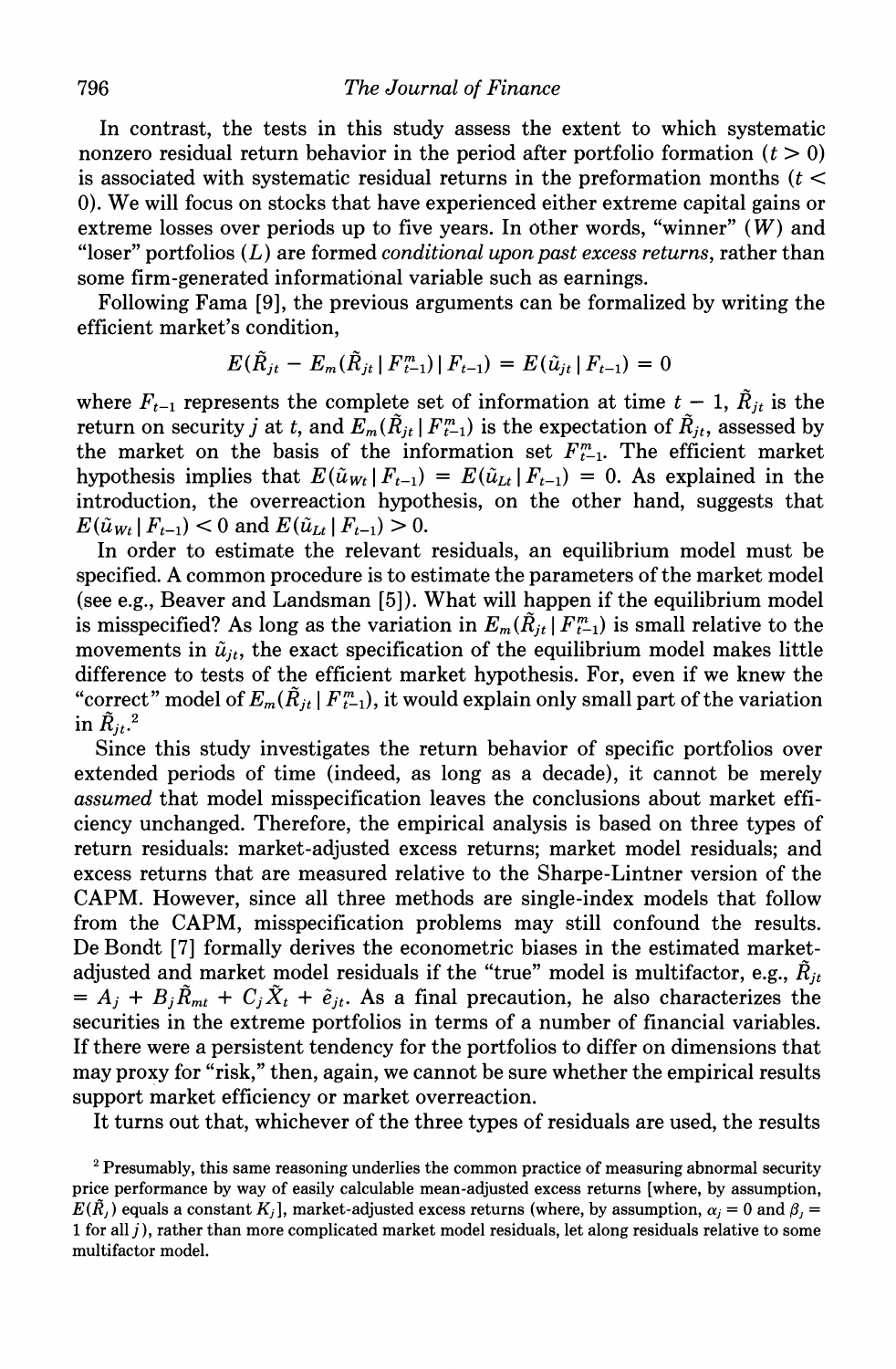In contrast, the tests in this study assess the extent to which systematic nonzero residual return behavior in the period after portfolio formation ($t > 0$) is associated with systematic residual returns in the preformation months ($t < 0$). We will focus on stocks that have experienced either extreme capital gains or extreme losses over periods up to five years. In other words, "winner" ($W$) and "loser" portfolios ($L$) are formed *conditional upon past excess returns*, rather than some firm-generated informational variable such as earnings.

Following Fama [9], the previous arguments can be formalized by writing the efficient market's condition,

$$E(\tilde{R}_{jt} - E_m(\tilde{R}_{jt} \mid F_{t-1}^m) \mid F_{t-1}) = E(\tilde{u}_{jt} \mid F_{t-1}) = 0$$

where $F_{t-1}$ represents the complete set of information at time $t - 1$, $\tilde{R}_{jt}$ is the return on security $j$ at $t$, and $E_m(\tilde{R}_{jt} \mid F_{t-1}^m)$ is the expectation of $\tilde{R}_{jt}$, assessed by the market on the basis of the information set $F_{t-1}^m$. The efficient market hypothesis implies that $E(\tilde{u}_{Wt} \mid F_{t-1}) = E(\tilde{u}_{Lt} \mid F_{t-1}) = 0$. As explained in the introduction, the overreaction hypothesis, on the other hand, suggests that $E(\tilde{u}_{Wt} \mid F_{t-1}) < 0$ and $E(\tilde{u}_{Lt} \mid F_{t-1}) > 0$.

In order to estimate the relevant residuals, an equilibrium model must be specified. A common procedure is to estimate the parameters of the market model (see e.g., Beaver and Landsman [5]). What will happen if the equilibrium model is misspecified? As long as the variation in $E_m(\tilde{R}_{jt} \mid F_{t-1}^m)$ is small relative to the movements in $\tilde{u}_{jt}$, the exact specification of the equilibrium model makes little difference to tests of the efficient market hypothesis. For, even if we knew the "correct" model of $E_m(\tilde{R}_{jt} \mid F_{t-1}^m)$, it would explain only small part of the variation in $\tilde{R}_{jt}$.[2]

Since this study investigates the return behavior of specific portfolios over extended periods of time (indeed, as long as a decade), it cannot be merely *assumed* that model misspecification leaves the conclusions about market efficiency unchanged. Therefore, the empirical analysis is based on three types of return residuals: market-adjusted excess returns; market model residuals; and excess returns that are measured relative to the Sharpe-Lintner version of the CAPM. However, since all three methods are single-index models that follow from the CAPM, misspecification problems may still confound the results. De Bondt [7] formally derives the econometric biases in the estimated market-adjusted and market model residuals if the "true" model is multifactor, e.g., $\tilde{R}_{jt} = A_j + B_j\tilde{R}_{mt} + C_j\tilde{X}_t + \tilde{e}_{jt}$. As a final precaution, he also characterizes the securities in the extreme portfolios in terms of a number of financial variables. If there were a persistent tendency for the portfolios to differ on dimensions that may proxy for "risk," then, again, we cannot be sure whether the empirical results support market efficiency or market overreaction.

It turns out that, whichever of the three types of residuals are used, the results

[2] Presumably, this same reasoning underlies the common practice of measuring abnormal security price performance by way of easily calculable mean-adjusted excess returns [where, by assumption, $E(\tilde{R}_j)$ equals a constant $K_j$], market-adjusted excess returns (where, by assumption, $\alpha_j = 0$ and $\beta_j = 1$ for all $j$), rather than more complicated market model residuals, let along residuals relative to some multifactor model.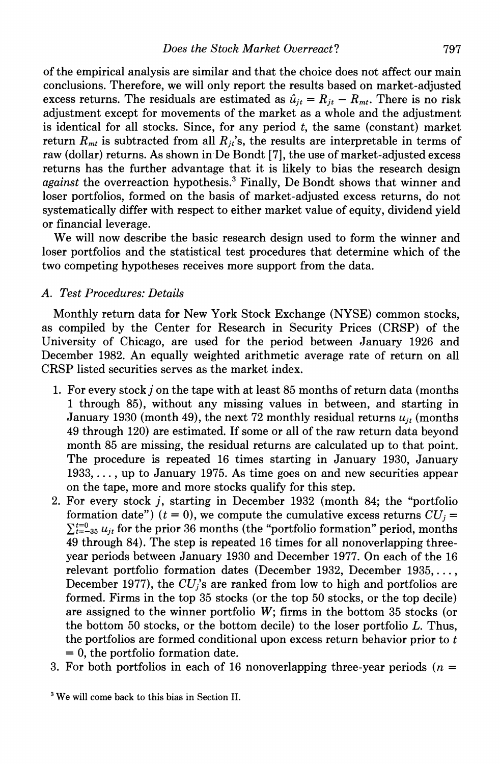of the empirical analysis are similar and that the choice does not affect our main conclusions. Therefore, we will only report the results based on market-adjusted excess returns. The residuals are estimated as $\hat{u}_{jt} = R_{jt} - R_{mt}$. There is no risk adjustment except for movements of the market as a whole and the adjustment is identical for all stocks. Since, for any period $t$, the same (constant) market return $R_{mt}$ is subtracted from all $R_{jt}$'s, the results are interpretable in terms of raw (dollar) returns. As shown in De Bondt [7], the use of market-adjusted excess returns has the further advantage that it is likely to bias the research design *against* the overreaction hypothesis.[3] Finally, De Bondt shows that winner and loser portfolios, formed on the basis of market-adjusted excess returns, do not systematically differ with respect to either market value of equity, dividend yield or financial leverage.

We will now describe the basic research design used to form the winner and loser portfolios and the statistical test procedures that determine which of the two competing hypotheses receives more support from the data.

### A. Test Procedures: Details

Monthly return data for New York Stock Exchange (NYSE) common stocks, as compiled by the Center for Research in Security Prices (CRSP) of the University of Chicago, are used for the period between January 1926 and December 1982. An equally weighted arithmetic average rate of return on all CRSP listed securities serves as the market index.

1. For every stock $j$ on the tape with at least 85 months of return data (months 1 through 85), without any missing values in between, and starting in January 1930 (month 49), the next 72 monthly residual returns $u_{jt}$ (months 49 through 120) are estimated. If some or all of the raw return data beyond month 85 are missing, the residual returns are calculated up to that point. The procedure is repeated 16 times starting in January 1930, January 1933, ..., up to January 1975. As time goes on and new securities appear on the tape, more and more stocks qualify for this step.
2. For every stock $j$, starting in December 1932 (month 84; the "portfolio formation date") ($t = 0$), we compute the cumulative excess returns $CU_j = \sum_{t=-35}^{t=0} u_{jt}$ for the prior 36 months (the "portfolio formation" period, months 49 through 84). The step is repeated 16 times for all nonoverlapping three-year periods between January 1930 and December 1977. On each of the 16 relevant portfolio formation dates (December 1932, December 1935, ..., December 1977), the $CU_j$'s are ranked from low to high and portfolios are formed. Firms in the top 35 stocks (or the top 50 stocks, or the top decile) are assigned to the winner portfolio $W$; firms in the bottom 35 stocks (or the bottom 50 stocks, or the bottom decile) to the loser portfolio $L$. Thus, the portfolios are formed conditional upon excess return behavior prior to $t = 0$, the portfolio formation date.
3. For both portfolios in each of 16 nonoverlapping three-year periods ($n =$

[3] We will come back to this bias in Section II.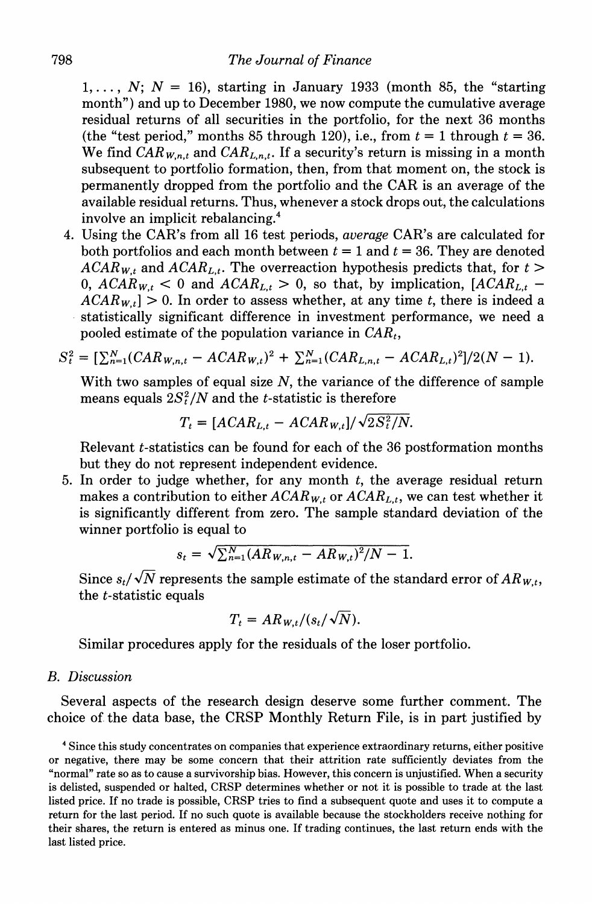1, ..., $N$; $N$ = 16), starting in January 1933 (month 85, the "starting month") and up to December 1980, we now compute the cumulative average residual returns of all securities in the portfolio, for the next 36 months (the "test period," months 85 through 120), i.e., from $t = 1$ through $t = 36$. We find $CAR_{W,n,t}$ and $CAR_{L,n,t}$. If a security's return is missing in a month subsequent to portfolio formation, then, from that moment on, the stock is permanently dropped from the portfolio and the CAR is an average of the available residual returns. Thus, whenever a stock drops out, the calculations involve an implicit rebalancing.[4]

4. Using the CAR's from all 16 test periods, *average* CAR's are calculated for both portfolios and each month between $t = 1$ and $t = 36$. They are denoted $ACAR_{W,t}$ and $ACAR_{L,t}$. The overreaction hypothesis predicts that, for $t > 0$, $ACAR_{W,t} < 0$ and $ACAR_{L,t} > 0$, so that, by implication, $[ACAR_{L,t} - ACAR_{W,t}] > 0$. In order to assess whether, at any time $t$, there is indeed a statistically significant difference in investment performance, we need a pooled estimate of the population variance in $CAR_t$,

$$S_t^2 = [\textstyle\sum_{n=1}^{N}(CAR_{W,n,t} - ACAR_{W,t})^2 + \sum_{n=1}^{N}(CAR_{L,n,t} - ACAR_{L,t})^2]/2(N-1).$$

With two samples of equal size $N$, the variance of the difference of sample means equals $2S_t^2/N$ and the $t$-statistic is therefore

$$T_t = [ACAR_{L,t} - ACAR_{W,t}]/\sqrt{2S_t^2/N}.$$

Relevant $t$-statistics can be found for each of the 36 postformation months but they do not represent independent evidence.

5. In order to judge whether, for any month $t$, the average residual return makes a contribution to either $ACAR_{W,t}$ or $ACAR_{L,t}$, we can test whether it is significantly different from zero. The sample standard deviation of the winner portfolio is equal to

$$s_t = \sqrt{\textstyle\sum_{n=1}^{N}(AR_{W,n,t} - AR_{W,t})^2/N - 1}.$$

Since $s_t/\sqrt{N}$ represents the sample estimate of the standard error of $AR_{W,t}$, the $t$-statistic equals

$$T_t = AR_{W,t}/(s_t/\sqrt{N}).$$

Similar procedures apply for the residuals of the loser portfolio.

### B. Discussion

Several aspects of the research design deserve some further comment. The choice of the data base, the CRSP Monthly Return File, is in part justified by

[4] Since this study concentrates on companies that experience extraordinary returns, either positive or negative, there may be some concern that their attrition rate sufficiently deviates from the "normal" rate so as to cause a survivorship bias. However, this concern is unjustified. When a security is delisted, suspended or halted, CRSP determines whether or not it is possible to trade at the last listed price. If no trade is possible, CRSP tries to find a subsequent quote and uses it to compute a return for the last period. If no such quote is available because the stockholders receive nothing for their shares, the return is entered as minus one. If trading continues, the last return ends with the last listed price.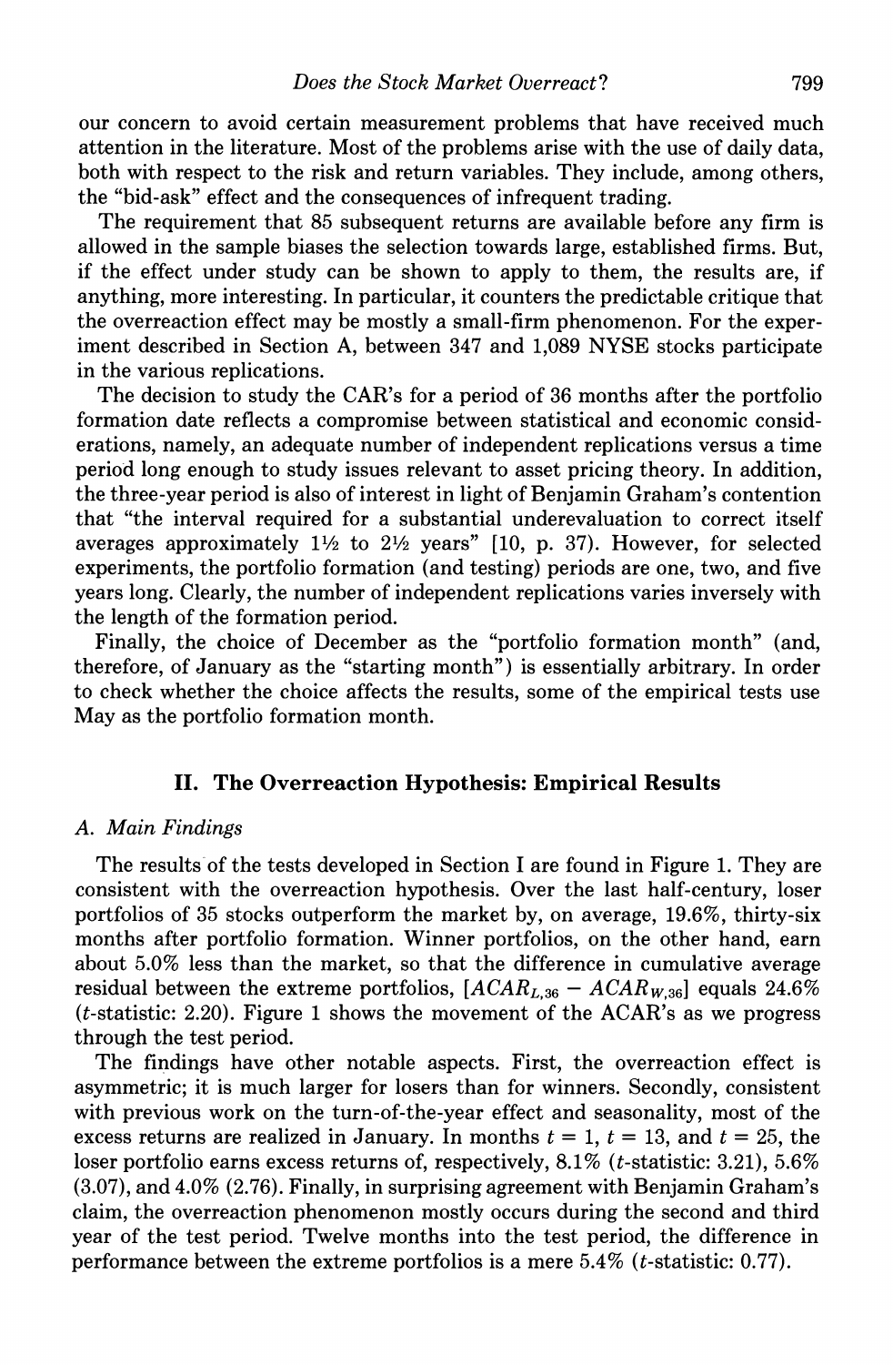our concern to avoid certain measurement problems that have received much attention in the literature. Most of the problems arise with the use of daily data, both with respect to the risk and return variables. They include, among others, the "bid-ask" effect and the consequences of infrequent trading.

The requirement that 85 subsequent returns are available before any firm is allowed in the sample biases the selection towards large, established firms. But, if the effect under study can be shown to apply to them, the results are, if anything, more interesting. In particular, it counters the predictable critique that the overreaction effect may be mostly a small-firm phenomenon. For the experiment described in Section A, between 347 and 1,089 NYSE stocks participate in the various replications.

The decision to study the CAR's for a period of 36 months after the portfolio formation date reflects a compromise between statistical and economic considerations, namely, an adequate number of independent replications versus a time period long enough to study issues relevant to asset pricing theory. In addition, the three-year period is also of interest in light of Benjamin Graham's contention that "the interval required for a substantial underevaluation to correct itself averages approximately 1½ to 2½ years" [10, p. 37). However, for selected experiments, the portfolio formation (and testing) periods are one, two, and five years long. Clearly, the number of independent replications varies inversely with the length of the formation period.

Finally, the choice of December as the "portfolio formation month" (and, therefore, of January as the "starting month") is essentially arbitrary. In order to check whether the choice affects the results, some of the empirical tests use May as the portfolio formation month.

## II. The Overreaction Hypothesis: Empirical Results

### A. Main Findings

The results of the tests developed in Section I are found in Figure 1. They are consistent with the overreaction hypothesis. Over the last half-century, loser portfolios of 35 stocks outperform the market by, on average, 19.6%, thirty-six months after portfolio formation. Winner portfolios, on the other hand, earn about 5.0% less than the market, so that the difference in cumulative average residual between the extreme portfolios, $[ACAR_{L,36} - ACAR_{W,36}]$ equals 24.6% ($t$-statistic: 2.20). Figure 1 shows the movement of the ACAR's as we progress through the test period.

The findings have other notable aspects. First, the overreaction effect is asymmetric; it is much larger for losers than for winners. Secondly, consistent with previous work on the turn-of-the-year effect and seasonality, most of the excess returns are realized in January. In months $t = 1$, $t = 13$, and $t = 25$, the loser portfolio earns excess returns of, respectively, 8.1% ($t$-statistic: 3.21), 5.6% (3.07), and 4.0% (2.76). Finally, in surprising agreement with Benjamin Graham's claim, the overreaction phenomenon mostly occurs during the second and third year of the test period. Twelve months into the test period, the difference in performance between the extreme portfolios is a mere 5.4% ($t$-statistic: 0.77).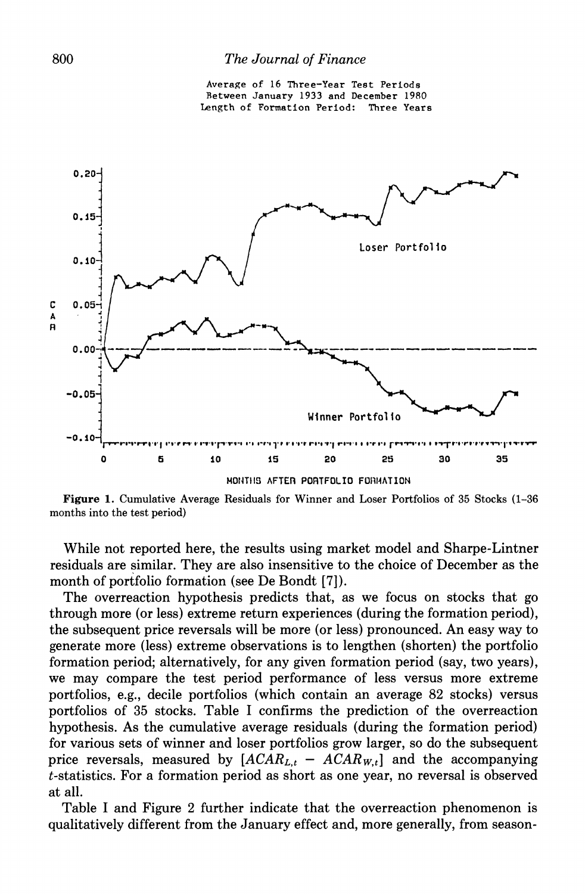Average of 16 Three-Year Test Periods
Between January 1933 and December 1980
Length of Formation Period: Three Years

**Figure 1.** Cumulative Average Residuals for Winner and Loser Portfolios of 35 Stocks (1–36 months into the test period)

While not reported here, the results using market model and Sharpe-Lintner residuals are similar. They are also insensitive to the choice of December as the month of portfolio formation (see De Bondt [7]).

The overreaction hypothesis predicts that, as we focus on stocks that go through more (or less) extreme return experiences (during the formation period), the subsequent price reversals will be more (or less) pronounced. An easy way to generate more (less) extreme observations is to lengthen (shorten) the portfolio formation period; alternatively, for any given formation period (say, two years), we may compare the test period performance of less versus more extreme portfolios, e.g., decile portfolios (which contain an average 82 stocks) versus portfolios of 35 stocks. Table I confirms the prediction of the overreaction hypothesis. As the cumulative average residuals (during the formation period) for various sets of winner and loser portfolios grow larger, so do the subsequent price reversals, measured by $[ACAR_{L,t} - ACAR_{W,t}]$ and the accompanying $t$-statistics. For a formation period as short as one year, no reversal is observed at all.

Table I and Figure 2 further indicate that the overreaction phenomenon is qualitatively different from the January effect and, more generally, from season-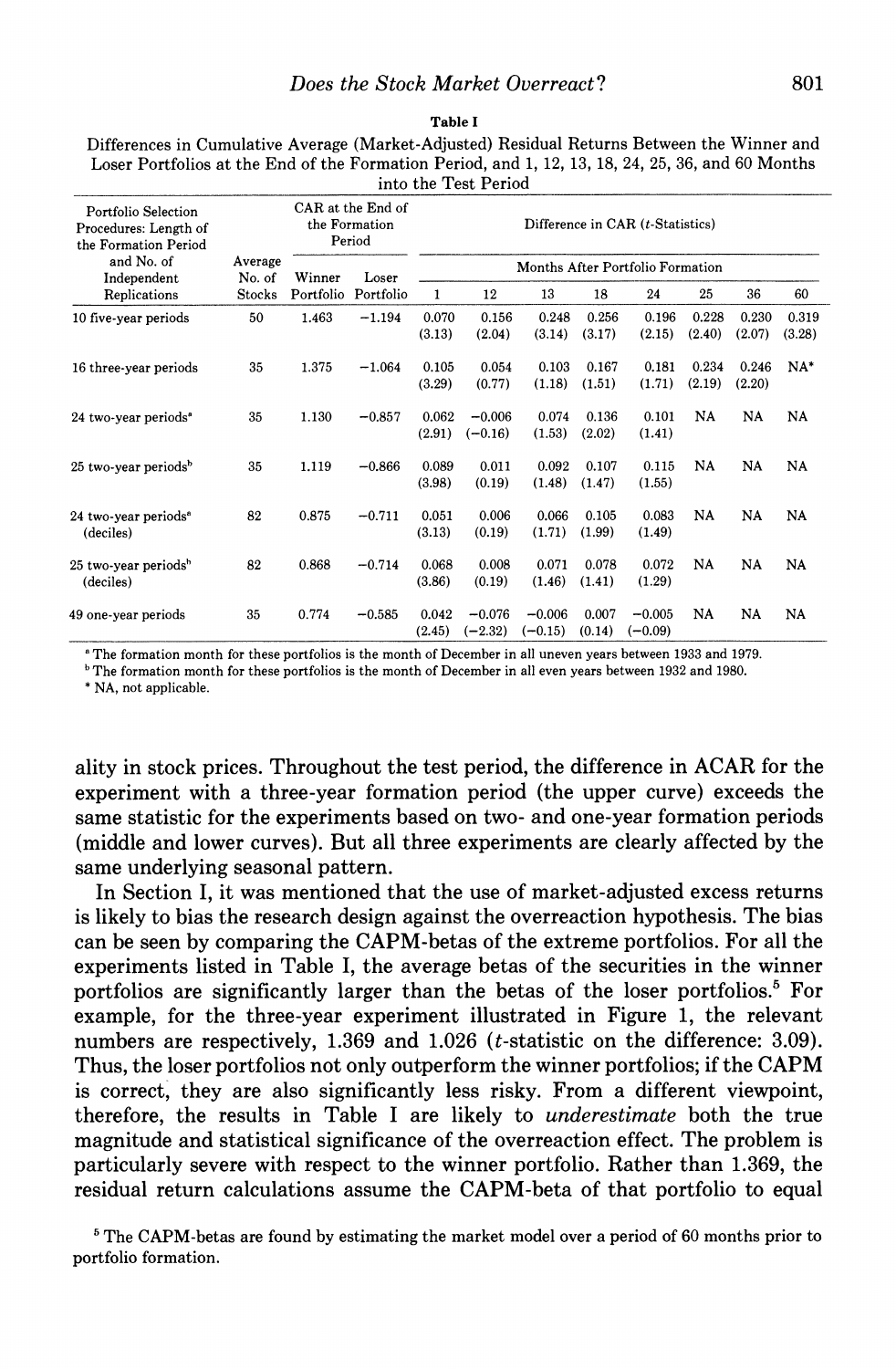**Table I**

Differences in Cumulative Average (Market-Adjusted) Residual Returns Between the Winner and Loser Portfolios at the End of the Formation Period, and 1, 12, 13, 18, 24, 25, 36, and 60 Months into the Test Period

| Portfolio Selection Procedures: Length of the Formation Period and No. of Independent Replications | Average No. of Stocks | CAR at the End of the Formation Period | | Difference in CAR (t-Statistics) | | | | | | | |
|---|---|---|---|---|---|---|---|---|---|---|---|
| | | | | Months After Portfolio Formation | | | | | | | |
| | | Winner Portfolio | Loser Portfolio | 1 | 12 | 13 | 18 | 24 | 25 | 36 | 60 |
| 10 five-year periods | 50 | 1.463 | −1.194 | 0.070 (3.13) | 0.156 (2.04) | 0.248 (3.14) | 0.256 (3.17) | 0.196 (2.15) | 0.228 (2.40) | 0.230 (2.07) | 0.319 (3.28) |
| 16 three-year periods | 35 | 1.375 | −1.064 | 0.105 (3.29) | 0.054 (0.77) | 0.103 (1.18) | 0.167 (1.51) | 0.181 (1.71) | 0.234 (2.19) | 0.246 (2.20) | NA* |
| 24 two-year periods[a] | 35 | 1.130 | −0.857 | 0.062 (2.91) | −0.006 (−0.16) | 0.074 (1.53) | 0.136 (2.02) | 0.101 (1.41) | NA | NA | NA |
| 25 two-year periods[b] | 35 | 1.119 | −0.866 | 0.089 (3.98) | 0.011 (0.19) | 0.092 (1.48) | 0.107 (1.47) | 0.115 (1.55) | NA | NA | NA |
| 24 two-year periods[a] (deciles) | 82 | 0.875 | −0.711 | 0.051 (3.13) | 0.006 (0.19) | 0.066 (1.71) | 0.105 (1.99) | 0.083 (1.49) | NA | NA | NA |
| 25 two-year periods[b] (deciles) | 82 | 0.868 | −0.714 | 0.068 (3.86) | 0.008 (0.19) | 0.071 (1.46) | 0.078 (1.41) | 0.072 (1.29) | NA | NA | NA |
| 49 one-year periods | 35 | 0.774 | −0.585 | 0.042 (2.45) | −0.076 (−2.32) | −0.006 (−0.15) | 0.007 (0.14) | −0.005 (−0.09) | NA | NA | NA |

[a] The formation month for these portfolios is the month of December in all uneven years between 1933 and 1979.
[b] The formation month for these portfolios is the month of December in all even years between 1932 and 1980.
* NA, not applicable.

ality in stock prices. Throughout the test period, the difference in ACAR for the experiment with a three-year formation period (the upper curve) exceeds the same statistic for the experiments based on two- and one-year formation periods (middle and lower curves). But all three experiments are clearly affected by the same underlying seasonal pattern.

In Section I, it was mentioned that the use of market-adjusted excess returns is likely to bias the research design against the overreaction hypothesis. The bias can be seen by comparing the CAPM-betas of the extreme portfolios. For all the experiments listed in Table I, the average betas of the securities in the winner portfolios are significantly larger than the betas of the loser portfolios.[5] For example, for the three-year experiment illustrated in Figure 1, the relevant numbers are respectively, 1.369 and 1.026 ($t$-statistic on the difference: 3.09). Thus, the loser portfolios not only outperform the winner portfolios; if the CAPM is correct, they are also significantly less risky. From a different viewpoint, therefore, the results in Table I are likely to *underestimate* both the true magnitude and statistical significance of the overreaction effect. The problem is particularly severe with respect to the winner portfolio. Rather than 1.369, the residual return calculations assume the CAPM-beta of that portfolio to equal

[5] The CAPM-betas are found by estimating the market model over a period of 60 months prior to portfolio formation.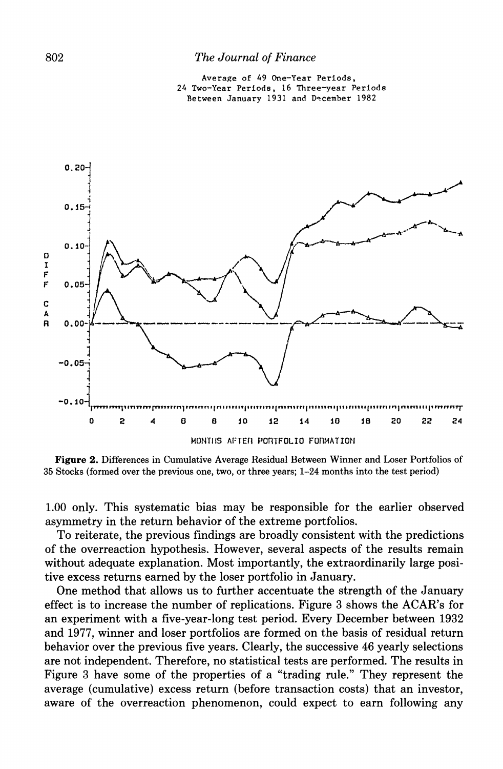Average of 49 One-Year Periods,
24 Two-Year Periods, 16 Three-year Periods
Between January 1931 and December 1982

**Figure 2.** Differences in Cumulative Average Residual Between Winner and Loser Portfolios of 35 Stocks (formed over the previous one, two, or three years; 1–24 months into the test period)

1.00 only. This systematic bias may be responsible for the earlier observed asymmetry in the return behavior of the extreme portfolios.

To reiterate, the previous findings are broadly consistent with the predictions of the overreaction hypothesis. However, several aspects of the results remain without adequate explanation. Most importantly, the extraordinarily large positive excess returns earned by the loser portfolio in January.

One method that allows us to further accentuate the strength of the January effect is to increase the number of replications. Figure 3 shows the ACAR's for an experiment with a five-year-long test period. Every December between 1932 and 1977, winner and loser portfolios are formed on the basis of residual return behavior over the previous five years. Clearly, the successive 46 yearly selections are not independent. Therefore, no statistical tests are performed. The results in Figure 3 have some of the properties of a "trading rule." They represent the average (cumulative) excess return (before transaction costs) that an investor, aware of the overreaction phenomenon, could expect to earn following any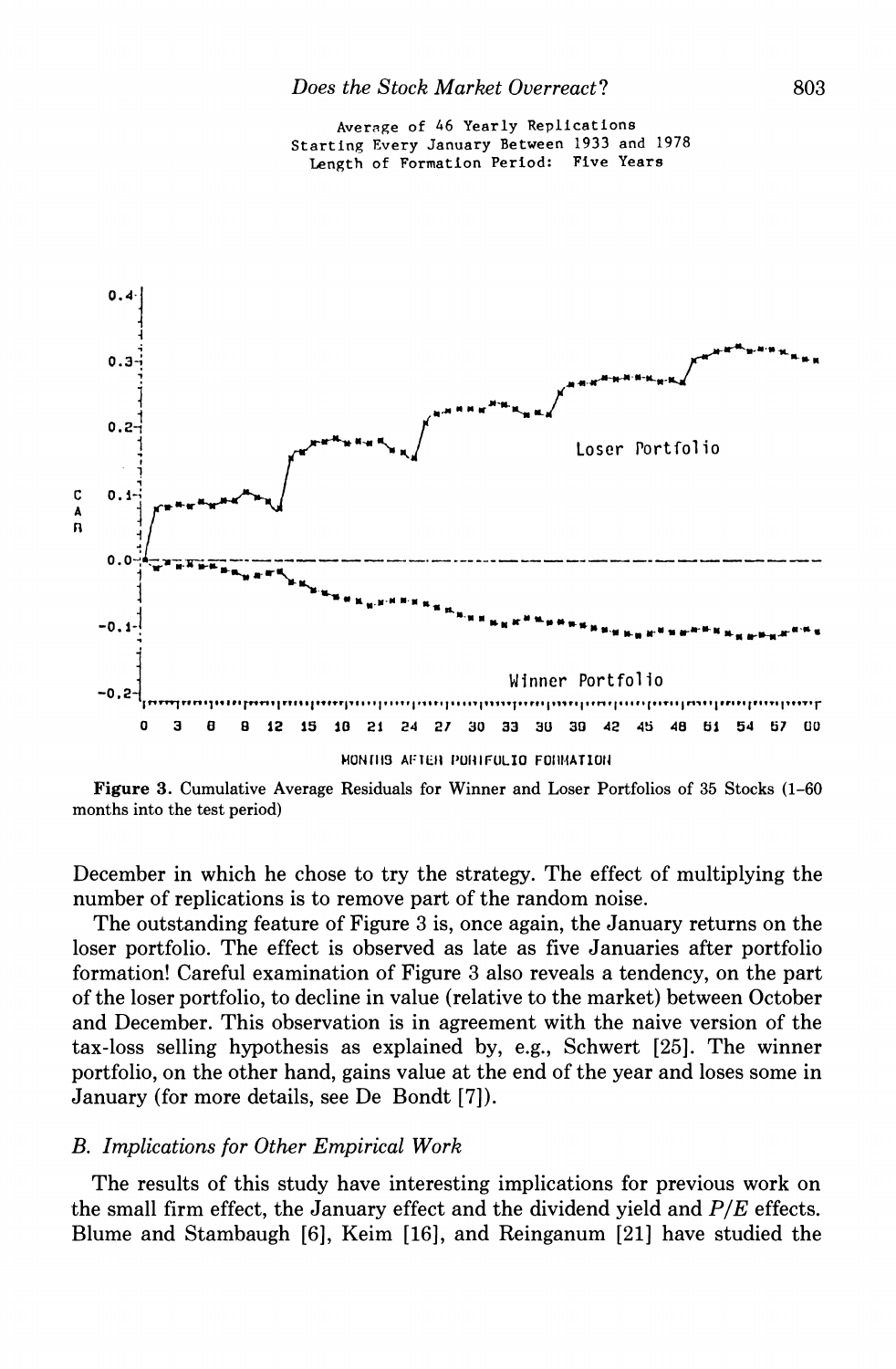Average of 46 Yearly Replications
Starting Every January Between 1933 and 1978
Length of Formation Period: Five Years

**Figure 3.** Cumulative Average Residuals for Winner and Loser Portfolios of 35 Stocks (1–60 months into the test period)

December in which he chose to try the strategy. The effect of multiplying the number of replications is to remove part of the random noise.

The outstanding feature of Figure 3 is, once again, the January returns on the loser portfolio. The effect is observed as late as five Januaries after portfolio formation! Careful examination of Figure 3 also reveals a tendency, on the part of the loser portfolio, to decline in value (relative to the market) between October and December. This observation is in agreement with the naive version of the tax-loss selling hypothesis as explained by, e.g., Schwert [25]. The winner portfolio, on the other hand, gains value at the end of the year and loses some in January (for more details, see De Bondt [7]).

### *B. Implications for Other Empirical Work*

The results of this study have interesting implications for previous work on the small firm effect, the January effect and the dividend yield and $P/E$ effects. Blume and Stambaugh [6], Keim [16], and Reinganum [21] have studied the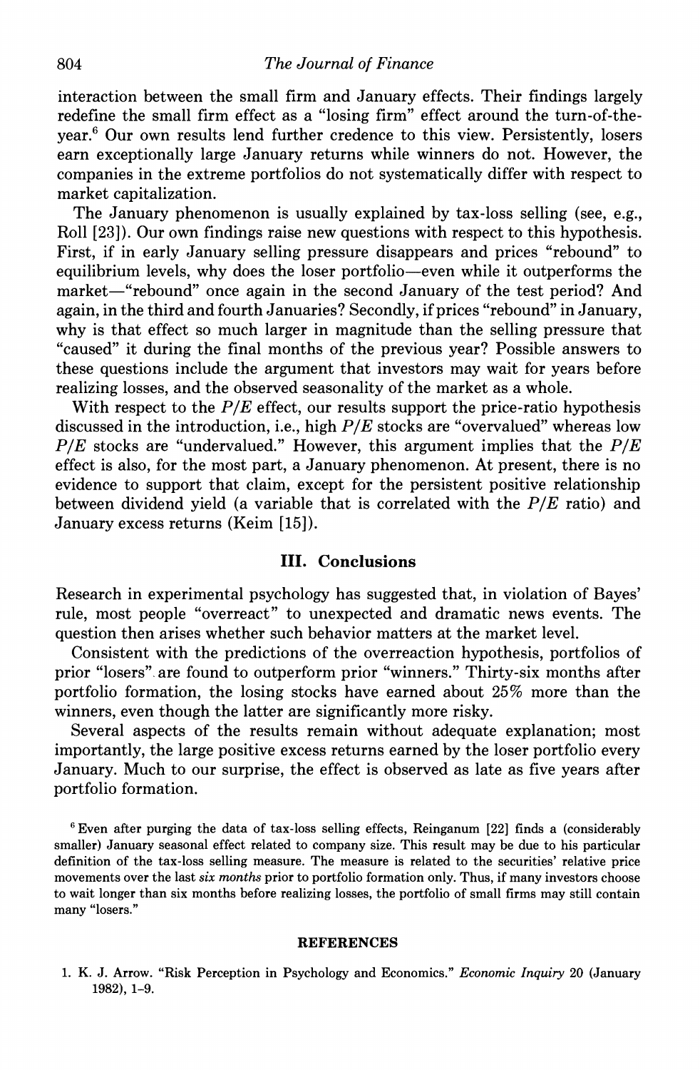interaction between the small firm and January effects. Their findings largely redefine the small firm effect as a "losing firm" effect around the turn-of-the-year.[6] Our own results lend further credence to this view. Persistently, losers earn exceptionally large January returns while winners do not. However, the companies in the extreme portfolios do not systematically differ with respect to market capitalization.

The January phenomenon is usually explained by tax-loss selling (see, e.g., Roll [23]). Our own findings raise new questions with respect to this hypothesis. First, if in early January selling pressure disappears and prices "rebound" to equilibrium levels, why does the loser portfolio—even while it outperforms the market—"rebound" once again in the second January of the test period? And again, in the third and fourth Januaries? Secondly, if prices "rebound" in January, why is that effect so much larger in magnitude than the selling pressure that "caused" it during the final months of the previous year? Possible answers to these questions include the argument that investors may wait for years before realizing losses, and the observed seasonality of the market as a whole.

With respect to the $P/E$ effect, our results support the price-ratio hypothesis discussed in the introduction, i.e., high $P/E$ stocks are "overvalued" whereas low $P/E$ stocks are "undervalued." However, this argument implies that the $P/E$ effect is also, for the most part, a January phenomenon. At present, there is no evidence to support that claim, except for the persistent positive relationship between dividend yield (a variable that is correlated with the $P/E$ ratio) and January excess returns (Keim [15]).

## III. Conclusions

Research in experimental psychology has suggested that, in violation of Bayes' rule, most people "overreact" to unexpected and dramatic news events. The question then arises whether such behavior matters at the market level.

Consistent with the predictions of the overreaction hypothesis, portfolios of prior "losers" are found to outperform prior "winners." Thirty-six months after portfolio formation, the losing stocks have earned about 25% more than the winners, even though the latter are significantly more risky.

Several aspects of the results remain without adequate explanation; most importantly, the large positive excess returns earned by the loser portfolio every January. Much to our surprise, the effect is observed as late as five years after portfolio formation.

[6] Even after purging the data of tax-loss selling effects, Reinganum [22] finds a (considerably smaller) January seasonal effect related to company size. This result may be due to his particular definition of the tax-loss selling measure. The measure is related to the securities' relative price movements over the last *six months* prior to portfolio formation only. Thus, if many investors choose to wait longer than six months before realizing losses, the portfolio of small firms may still contain many "losers."

### REFERENCES

1. K. J. Arrow. "Risk Perception in Psychology and Economics." *Economic Inquiry* 20 (January 1982), 1–9.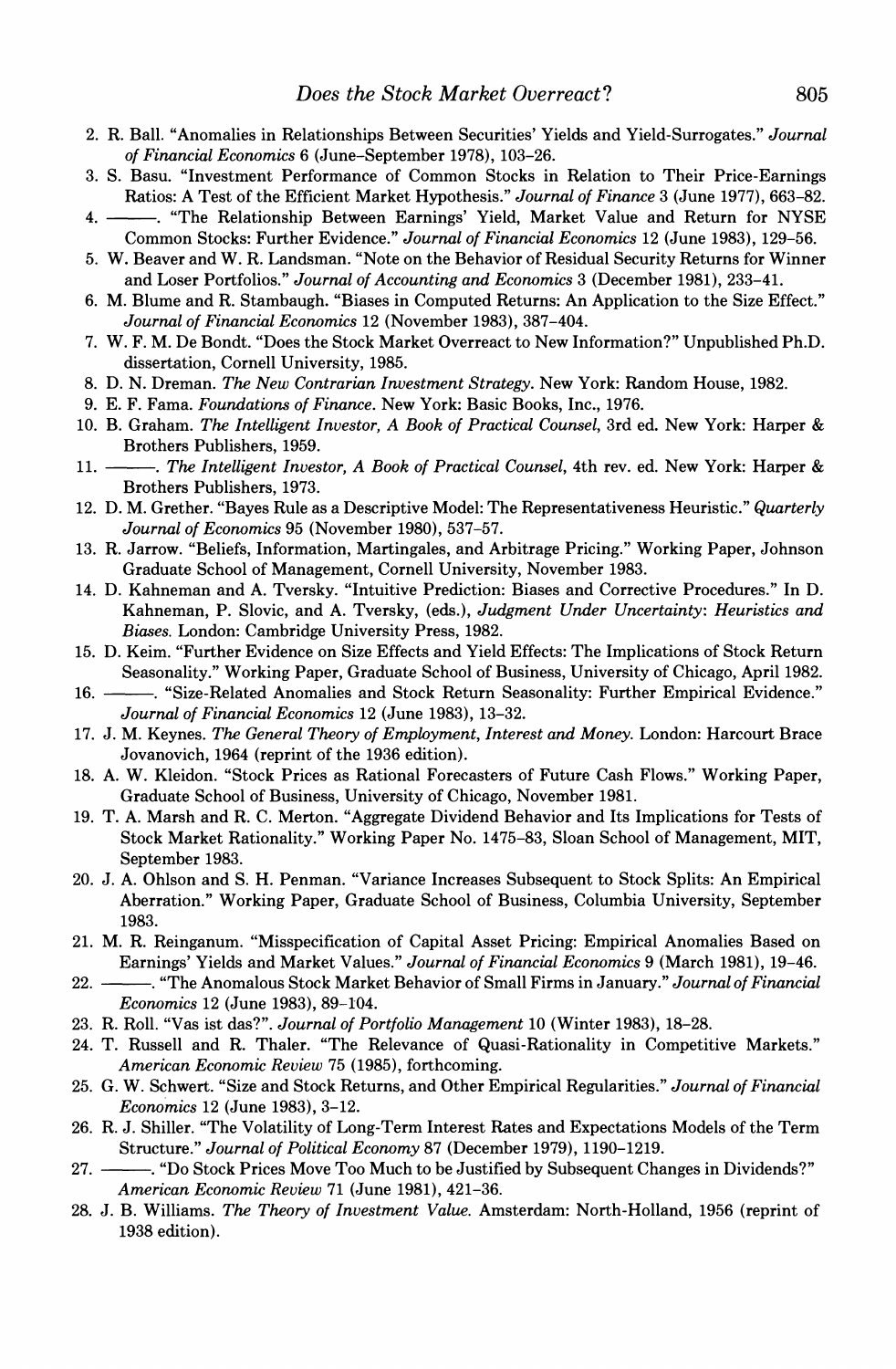2. R. Ball. "Anomalies in Relationships Between Securities' Yields and Yield-Surrogates." *Journal of Financial Economics* 6 (June–September 1978), 103–26.
3. S. Basu. "Investment Performance of Common Stocks in Relation to Their Price-Earnings Ratios: A Test of the Efficient Market Hypothesis." *Journal of Finance* 3 (June 1977), 663–82.
4. ———. "The Relationship Between Earnings' Yield, Market Value and Return for NYSE Common Stocks: Further Evidence." *Journal of Financial Economics* 12 (June 1983), 129–56.
5. W. Beaver and W. R. Landsman. "Note on the Behavior of Residual Security Returns for Winner and Loser Portfolios." *Journal of Accounting and Economics* 3 (December 1981), 233–41.
6. M. Blume and R. Stambaugh. "Biases in Computed Returns: An Application to the Size Effect." *Journal of Financial Economics* 12 (November 1983), 387–404.
7. W. F. M. De Bondt. "Does the Stock Market Overreact to New Information?" Unpublished Ph.D. dissertation, Cornell University, 1985.
8. D. N. Dreman. *The New Contrarian Investment Strategy*. New York: Random House, 1982.
9. E. F. Fama. *Foundations of Finance*. New York: Basic Books, Inc., 1976.
10. B. Graham. *The Intelligent Investor, A Book of Practical Counsel*, 3rd ed. New York: Harper & Brothers Publishers, 1959.
11. ———. *The Intelligent Investor, A Book of Practical Counsel*, 4th rev. ed. New York: Harper & Brothers Publishers, 1973.
12. D. M. Grether. "Bayes Rule as a Descriptive Model: The Representativeness Heuristic." *Quarterly Journal of Economics* 95 (November 1980), 537–57.
13. R. Jarrow. "Beliefs, Information, Martingales, and Arbitrage Pricing." Working Paper, Johnson Graduate School of Management, Cornell University, November 1983.
14. D. Kahneman and A. Tversky. "Intuitive Prediction: Biases and Corrective Procedures." In D. Kahneman, P. Slovic, and A. Tversky, (eds.), *Judgment Under Uncertainty: Heuristics and Biases*. London: Cambridge University Press, 1982.
15. D. Keim. "Further Evidence on Size Effects and Yield Effects: The Implications of Stock Return Seasonality." Working Paper, Graduate School of Business, University of Chicago, April 1982.
16. ———. "Size-Related Anomalies and Stock Return Seasonality: Further Empirical Evidence." *Journal of Financial Economics* 12 (June 1983), 13–32.
17. J. M. Keynes. *The General Theory of Employment, Interest and Money*. London: Harcourt Brace Jovanovich, 1964 (reprint of the 1936 edition).
18. A. W. Kleidon. "Stock Prices as Rational Forecasters of Future Cash Flows." Working Paper, Graduate School of Business, University of Chicago, November 1981.
19. T. A. Marsh and R. C. Merton. "Aggregate Dividend Behavior and Its Implications for Tests of Stock Market Rationality." Working Paper No. 1475–83, Sloan School of Management, MIT, September 1983.
20. J. A. Ohlson and S. H. Penman. "Variance Increases Subsequent to Stock Splits: An Empirical Aberration." Working Paper, Graduate School of Business, Columbia University, September 1983.
21. M. R. Reinganum. "Misspecification of Capital Asset Pricing: Empirical Anomalies Based on Earnings' Yields and Market Values." *Journal of Financial Economics* 9 (March 1981), 19–46.
22. ———. "The Anomalous Stock Market Behavior of Small Firms in January." *Journal of Financial Economics* 12 (June 1983), 89–104.
23. R. Roll. "Vas ist das?". *Journal of Portfolio Management* 10 (Winter 1983), 18–28.
24. T. Russell and R. Thaler. "The Relevance of Quasi-Rationality in Competitive Markets." *American Economic Review* 75 (1985), forthcoming.
25. G. W. Schwert. "Size and Stock Returns, and Other Empirical Regularities." *Journal of Financial Economics* 12 (June 1983), 3–12.
26. R. J. Shiller. "The Volatility of Long-Term Interest Rates and Expectations Models of the Term Structure." *Journal of Political Economy* 87 (December 1979), 1190–1219.
27. ———. "Do Stock Prices Move Too Much to be Justified by Subsequent Changes in Dividends?" *American Economic Review* 71 (June 1981), 421–36.
28. J. B. Williams. *The Theory of Investment Value*. Amsterdam: North-Holland, 1956 (reprint of 1938 edition).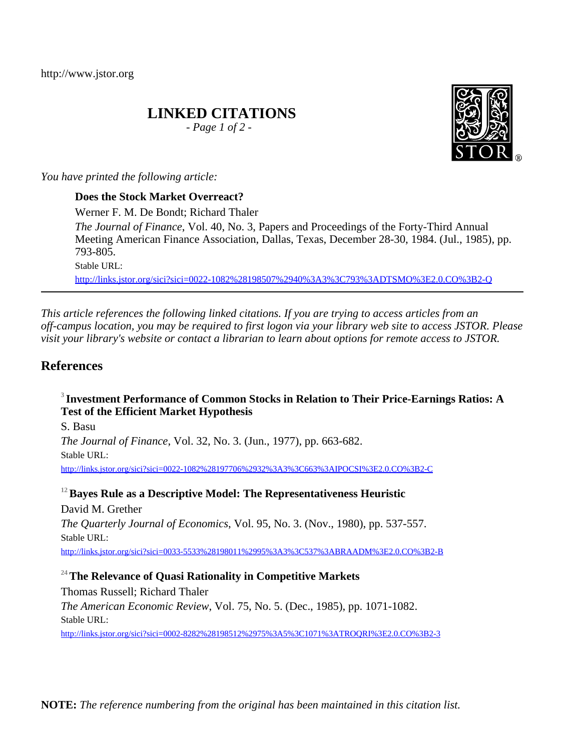http://www.jstor.org

# LINKED CITATIONS

*- Page 1 of 2 -*

*You have printed the following article:*

**Does the Stock Market Overreact?**

Werner F. M. De Bondt; Richard Thaler

*The Journal of Finance*, Vol. 40, No. 3, Papers and Proceedings of the Forty-Third Annual Meeting American Finance Association, Dallas, Texas, December 28-30, 1984. (Jul., 1985), pp. 793-805.

Stable URL:

http://links.jstor.org/sici?sici=0022-1082%28198507%2940%3A3%3C793%3ADTSMO%3E2.0.CO%3B2-Q

---

*This article references the following linked citations. If you are trying to access articles from an off-campus location, you may be required to first logon via your library web site to access JSTOR. Please visit your library's website or contact a librarian to learn about options for remote access to JSTOR.*

## References

[3] **Investment Performance of Common Stocks in Relation to Their Price-Earnings Ratios: A Test of the Efficient Market Hypothesis**

S. Basu

*The Journal of Finance*, Vol. 32, No. 3. (Jun., 1977), pp. 663-682.

Stable URL:

http://links.jstor.org/sici?sici=0022-1082%28197706%2932%3A3%3C663%3AIPOCSI%3E2.0.CO%3B2-C

[12] **Bayes Rule as a Descriptive Model: The Representativeness Heuristic**

David M. Grether

*The Quarterly Journal of Economics*, Vol. 95, No. 3. (Nov., 1980), pp. 537-557.

Stable URL:

http://links.jstor.org/sici?sici=0033-5533%28198011%2995%3A3%3C537%3ABRAADM%3E2.0.CO%3B2-B

[24] **The Relevance of Quasi Rationality in Competitive Markets**

Thomas Russell; Richard Thaler

*The American Economic Review*, Vol. 75, No. 5. (Dec., 1985), pp. 1071-1082.

Stable URL:

http://links.jstor.org/sici?sici=0002-8282%28198512%2975%3A5%3C1071%3ATROQRI%3E2.0.CO%3B2-3

**NOTE:** *The reference numbering from the original has been maintained in this citation list.*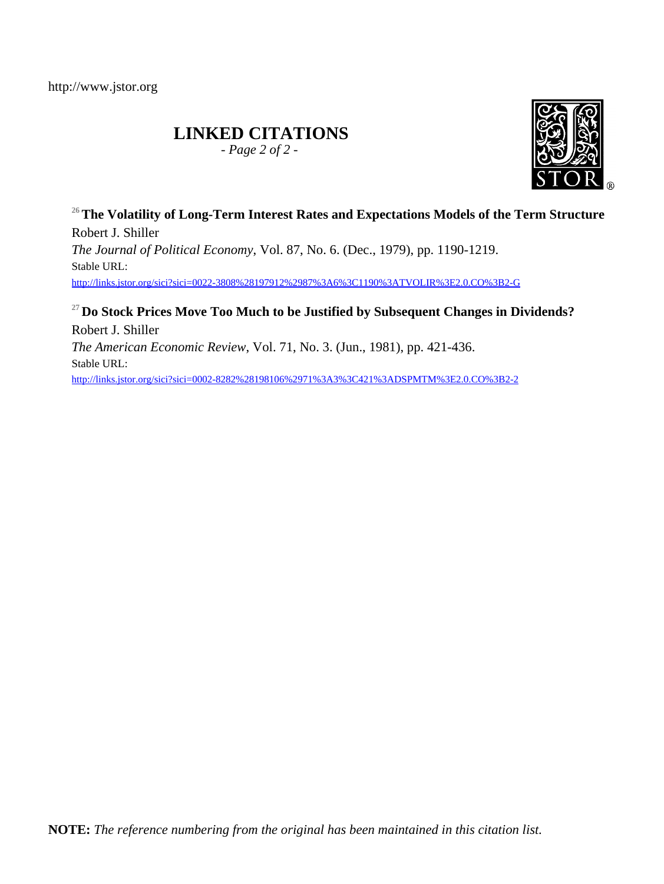http://www.jstor.org

# LINKED CITATIONS

*- Page 2 of 2 -*

[26] **The Volatility of Long-Term Interest Rates and Expectations Models of the Term Structure**
Robert J. Shiller
*The Journal of Political Economy*, Vol. 87, No. 6. (Dec., 1979), pp. 1190-1219.
Stable URL:
http://links.jstor.org/sici?sici=0022-3808%28197912%2987%3A6%3C1190%3ATVOLIR%3E2.0.CO%3B2-G

[27] **Do Stock Prices Move Too Much to be Justified by Subsequent Changes in Dividends?**
Robert J. Shiller
*The American Economic Review*, Vol. 71, No. 3. (Jun., 1981), pp. 421-436.
Stable URL:
http://links.jstor.org/sici?sici=0002-8282%28198106%2971%3A3%3C421%3ADSPMTM%3E2.0.CO%3B2-2

**NOTE:** *The reference numbering from the original has been maintained in this citation list.*